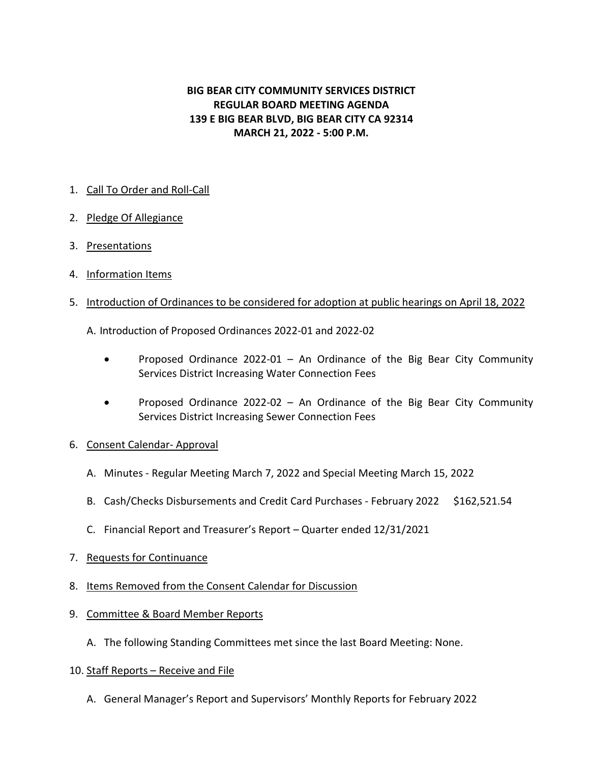**BIG BEAR CITY COMMUNITY SERVICES DISTRICT**
**REGULAR BOARD MEETING AGENDA**
**139 E BIG BEAR BLVD, BIG BEAR CITY CA 92314**
**MARCH 21, 2022 - 5:00 P.M.**

1. Call To Order and Roll-Call

2. Pledge Of Allegiance

3. Presentations

4. Information Items

5. Introduction of Ordinances to be considered for adoption at public hearings on April 18, 2022

   A. Introduction of Proposed Ordinances 2022-01 and 2022-02

   - Proposed Ordinance 2022-01 – An Ordinance of the Big Bear City Community Services District Increasing Water Connection Fees
   - Proposed Ordinance 2022-02 – An Ordinance of the Big Bear City Community Services District Increasing Sewer Connection Fees

6. Consent Calendar- Approval

   A. Minutes - Regular Meeting March 7, 2022 and Special Meeting March 15, 2022

   B. Cash/Checks Disbursements and Credit Card Purchases - February 2022 $162,521.54

   C. Financial Report and Treasurer's Report – Quarter ended 12/31/2021

7. Requests for Continuance

8. Items Removed from the Consent Calendar for Discussion

9. Committee & Board Member Reports

   A. The following Standing Committees met since the last Board Meeting: None.

10. Staff Reports – Receive and File

    A. General Manager's Report and Supervisors' Monthly Reports for February 2022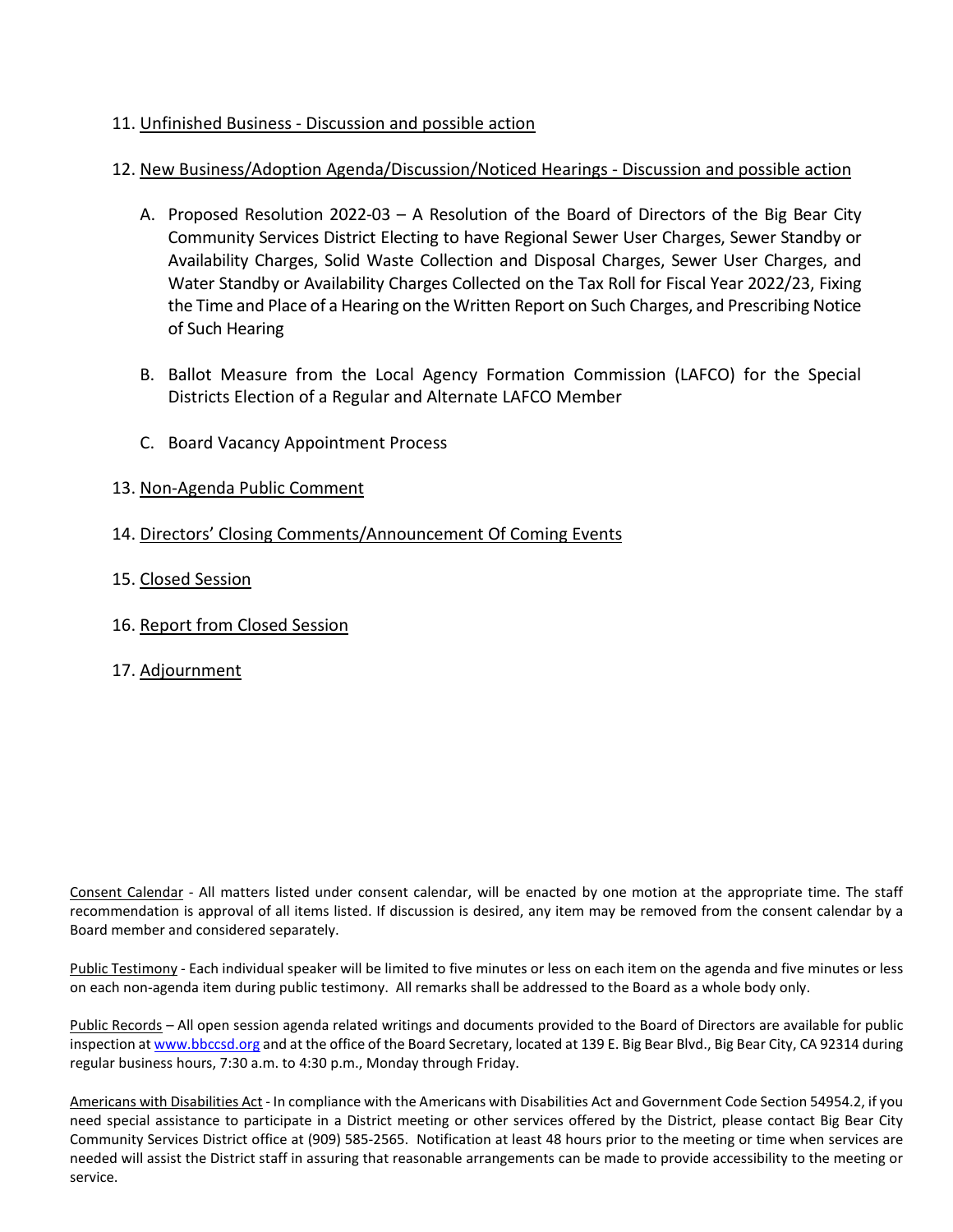11. Unfinished Business - Discussion and possible action

12. New Business/Adoption Agenda/Discussion/Noticed Hearings - Discussion and possible action

    A. Proposed Resolution 2022-03 – A Resolution of the Board of Directors of the Big Bear City Community Services District Electing to have Regional Sewer User Charges, Sewer Standby or Availability Charges, Solid Waste Collection and Disposal Charges, Sewer User Charges, and Water Standby or Availability Charges Collected on the Tax Roll for Fiscal Year 2022/23, Fixing the Time and Place of a Hearing on the Written Report on Such Charges, and Prescribing Notice of Such Hearing

    B. Ballot Measure from the Local Agency Formation Commission (LAFCO) for the Special Districts Election of a Regular and Alternate LAFCO Member

    C. Board Vacancy Appointment Process

13. Non-Agenda Public Comment

14. Directors' Closing Comments/Announcement Of Coming Events

15. Closed Session

16. Report from Closed Session

17. Adjournment

Consent Calendar - All matters listed under consent calendar, will be enacted by one motion at the appropriate time. The staff recommendation is approval of all items listed. If discussion is desired, any item may be removed from the consent calendar by a Board member and considered separately.

Public Testimony - Each individual speaker will be limited to five minutes or less on each item on the agenda and five minutes or less on each non-agenda item during public testimony. All remarks shall be addressed to the Board as a whole body only.

Public Records – All open session agenda related writings and documents provided to the Board of Directors are available for public inspection at www.bbccsd.org and at the office of the Board Secretary, located at 139 E. Big Bear Blvd., Big Bear City, CA 92314 during regular business hours, 7:30 a.m. to 4:30 p.m., Monday through Friday.

Americans with Disabilities Act - In compliance with the Americans with Disabilities Act and Government Code Section 54954.2, if you need special assistance to participate in a District meeting or other services offered by the District, please contact Big Bear City Community Services District office at (909) 585-2565. Notification at least 48 hours prior to the meeting or time when services are needed will assist the District staff in assuring that reasonable arrangements can be made to provide accessibility to the meeting or service.